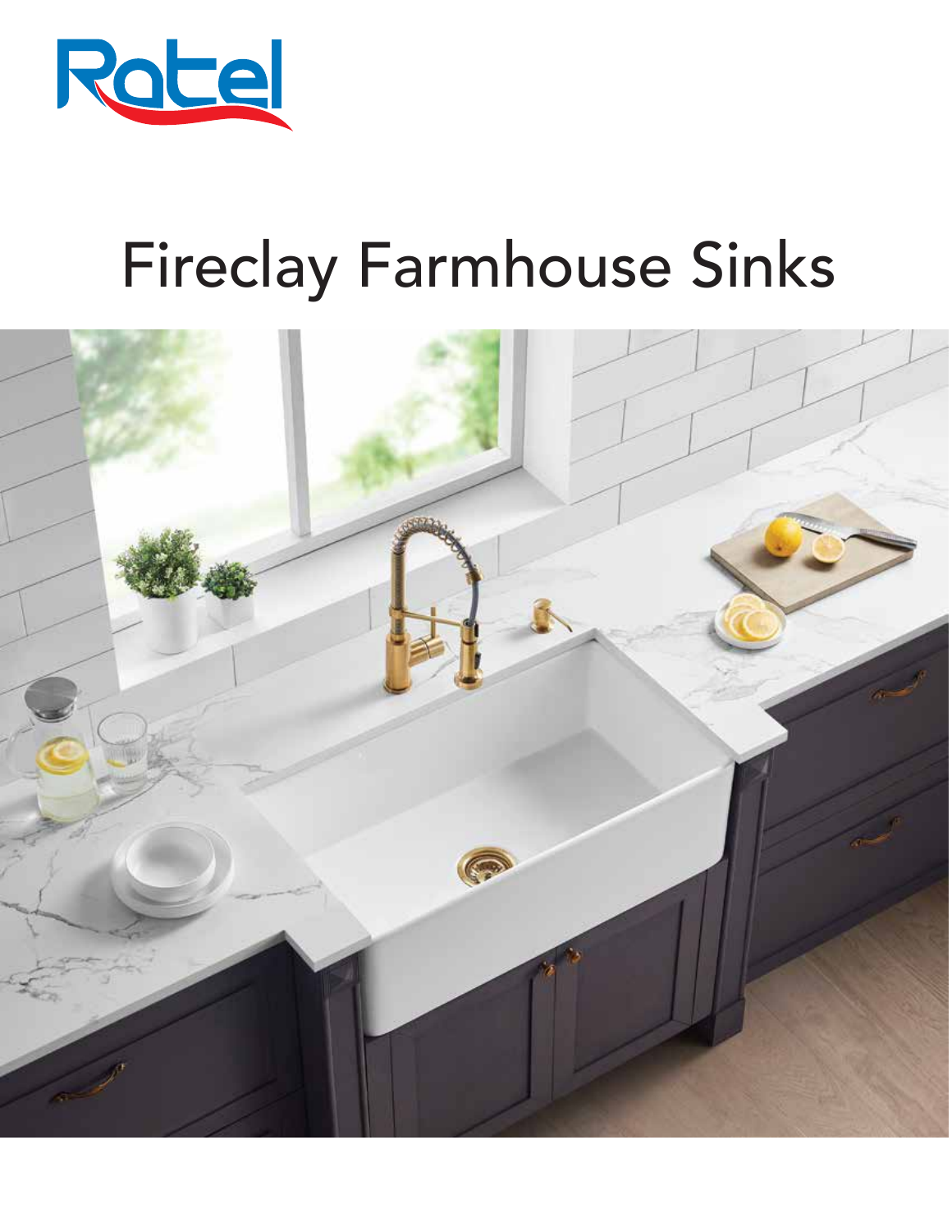Ratel

# Fireclay Farmhouse Sinks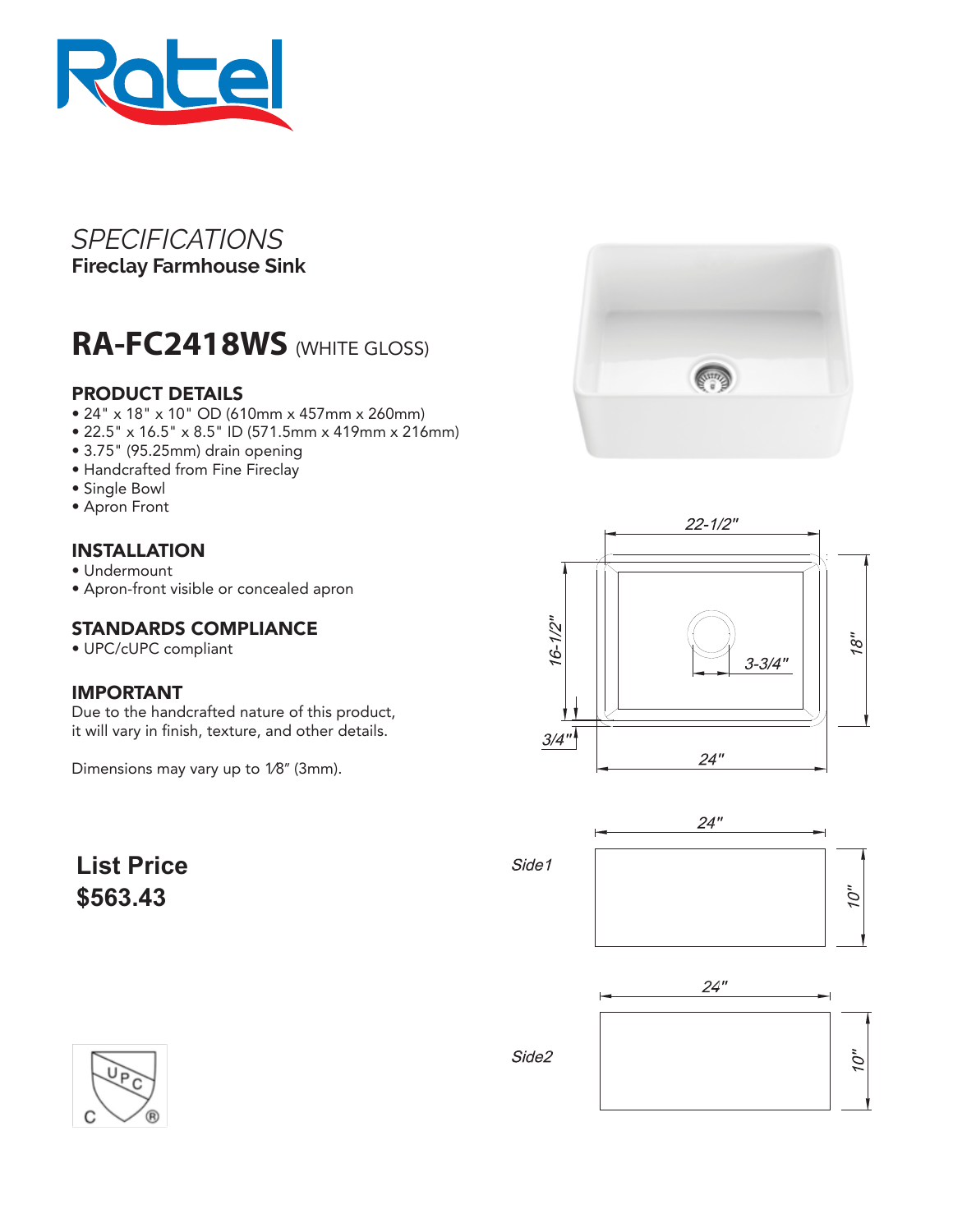# SPECIFICATIONS

**Fireclay Farmhouse Sink**

## RA-FC2418WS (WHITE GLOSS)

### PRODUCT DETAILS

- 24" x 18" x 10" OD (610mm x 457mm x 260mm)
- 22.5" x 16.5" x 8.5" ID (571.5mm x 419mm x 216mm)
- 3.75" (95.25mm) drain opening
- Handcrafted from Fine Fireclay
- Single Bowl
- Apron Front

### INSTALLATION

- Undermount
- Apron-front visible or concealed apron

### STANDARDS COMPLIANCE

- UPC/cUPC compliant

### IMPORTANT

Due to the handcrafted nature of this product, it will vary in finish, texture, and other details.

Dimensions may vary up to 1⁄8" (3mm).

**List Price**
**$563.43**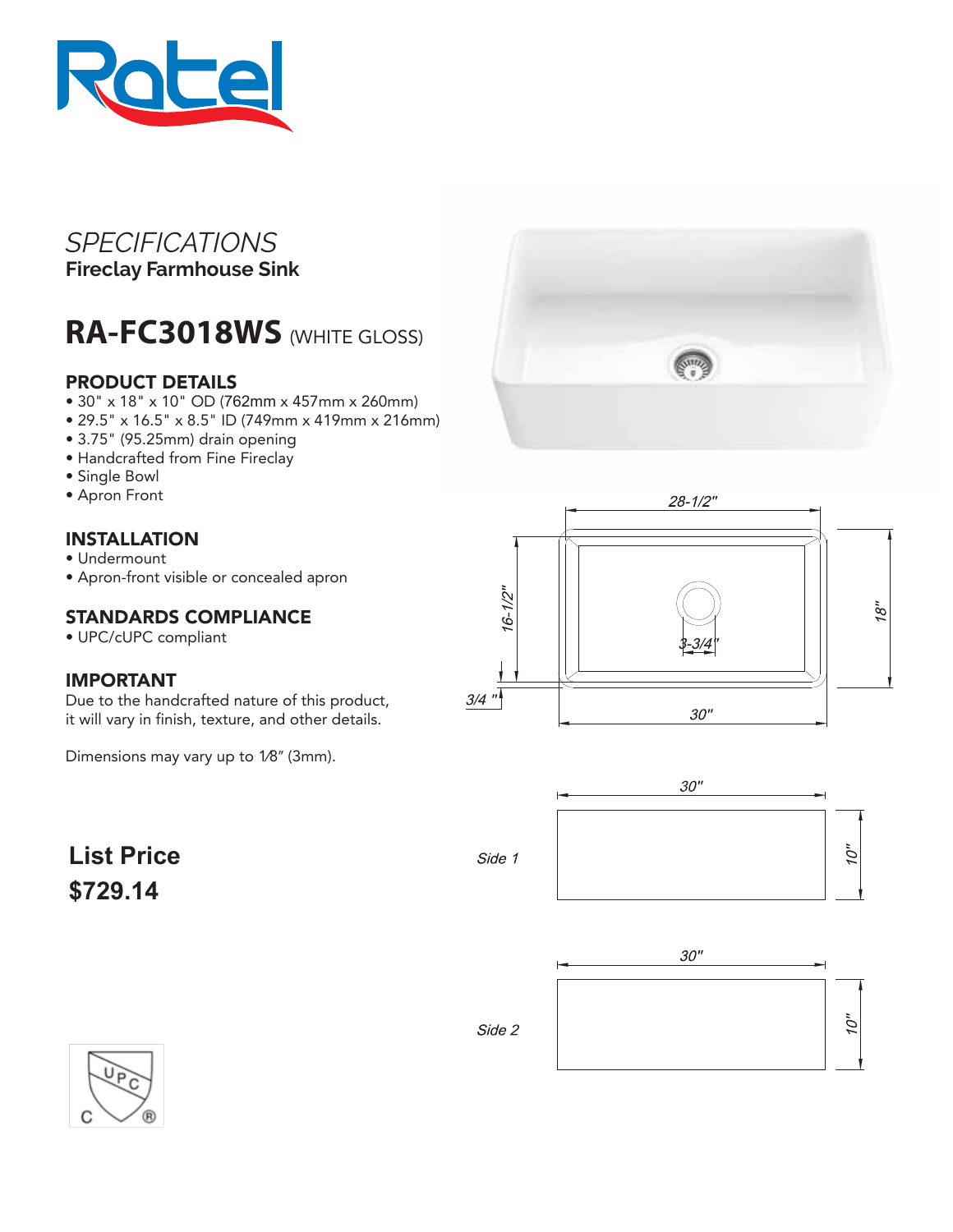Ratel

# SPECIFICATIONS

**Fireclay Farmhouse Sink**

## RA-FC3018WS (WHITE GLOSS)

### PRODUCT DETAILS

- 30" x 18" x 10" OD (762mm x 457mm x 260mm)
- 29.5" x 16.5" x 8.5" ID (749mm x 419mm x 216mm)
- 3.75" (95.25mm) drain opening
- Handcrafted from Fine Fireclay
- Single Bowl
- Apron Front

### INSTALLATION

- Undermount
- Apron-front visible or concealed apron

### STANDARDS COMPLIANCE

- UPC/cUPC compliant

### IMPORTANT

Due to the handcrafted nature of this product, it will vary in finish, texture, and other details.

Dimensions may vary up to 1⁄8" (3mm).

**List Price**

**$729.14**

28-1/2"

16-1/2"

18"

3-3/4"

3/4 "

30"

Side 1

30"

10"

Side 2

30"

10"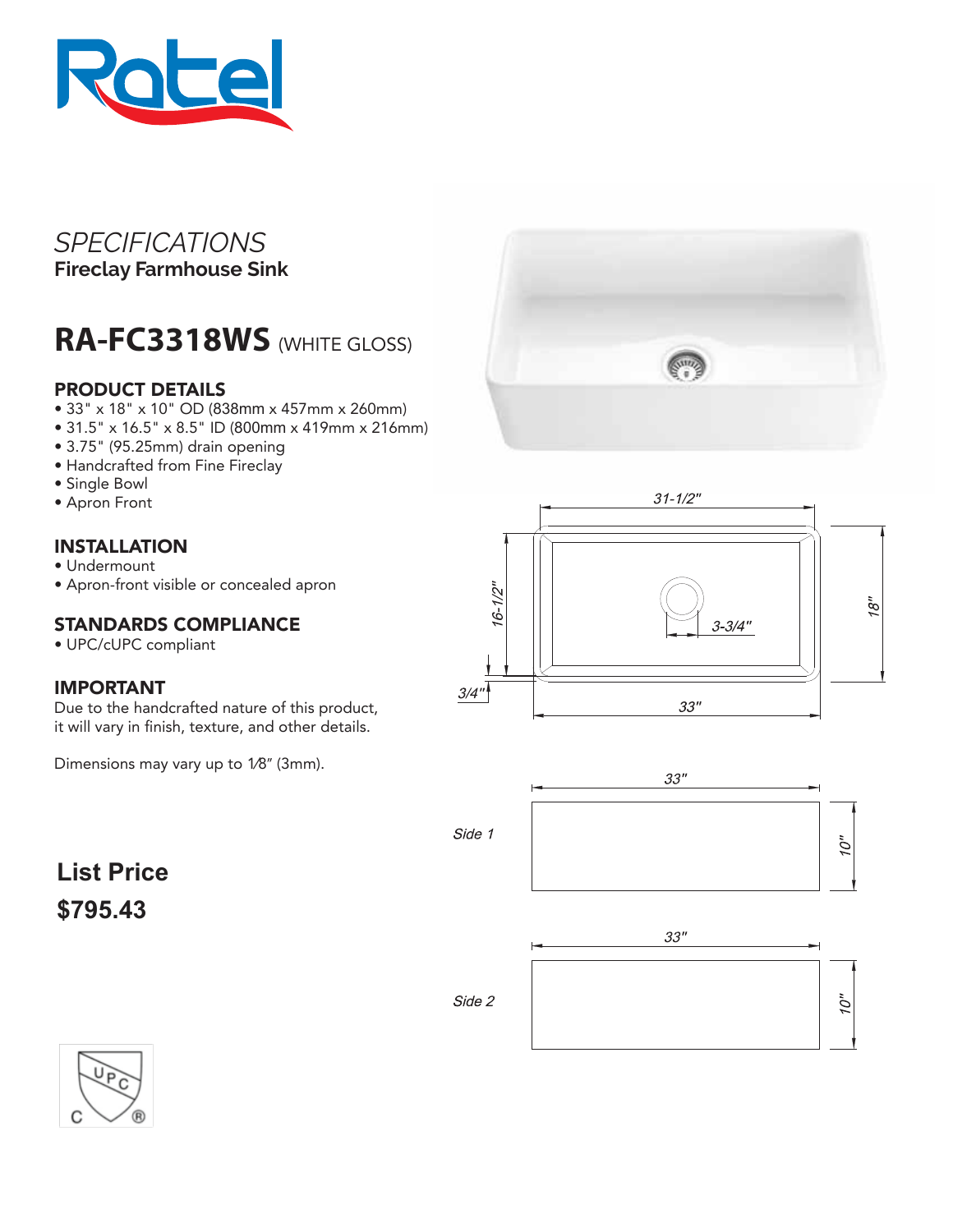# SPECIFICATIONS

**Fireclay Farmhouse Sink**

## RA-FC3318WS (WHITE GLOSS)

### PRODUCT DETAILS

- 33" x 18" x 10" OD (838mm x 457mm x 260mm)
- 31.5" x 16.5" x 8.5" ID (800mm x 419mm x 216mm)
- 3.75" (95.25mm) drain opening
- Handcrafted from Fine Fireclay
- Single Bowl
- Apron Front

### INSTALLATION

- Undermount
- Apron-front visible or concealed apron

### STANDARDS COMPLIANCE

- UPC/cUPC compliant

### IMPORTANT

Due to the handcrafted nature of this product, it will vary in finish, texture, and other details.

Dimensions may vary up to 1⁄8" (3mm).

**List Price**

**$795.43**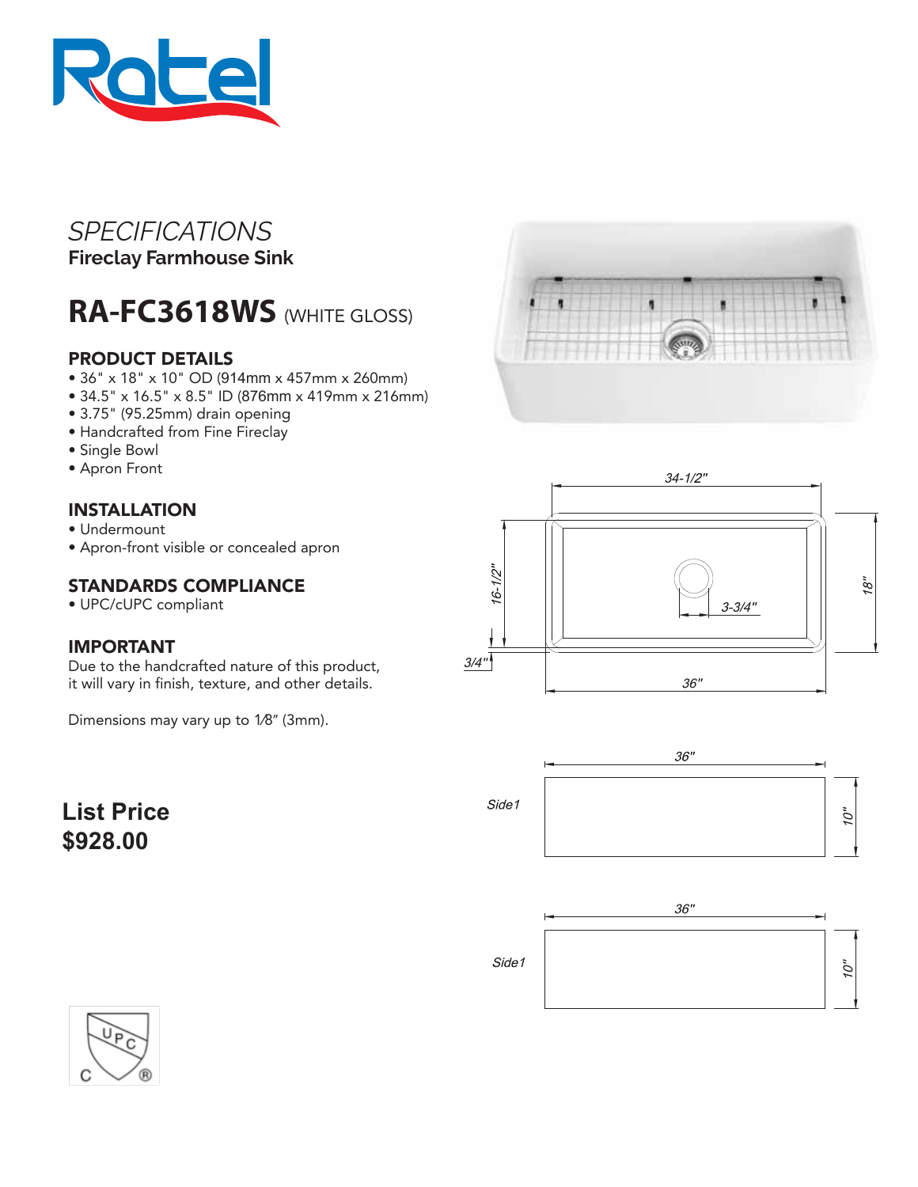# SPECIFICATIONS

**Fireclay Farmhouse Sink**

## RA-FC3618WS (WHITE GLOSS)

### PRODUCT DETAILS

- 36" x 18" x 10" OD (914mm x 457mm x 260mm)
- 34.5" x 16.5" x 8.5" ID (876mm x 419mm x 216mm)
- 3.75" (95.25mm) drain opening
- Handcrafted from Fine Fireclay
- Single Bowl
- Apron Front

### INSTALLATION

- Undermount
- Apron-front visible or concealed apron

### STANDARDS COMPLIANCE

- UPC/cUPC compliant

### IMPORTANT

Due to the handcrafted nature of this product, it will vary in finish, texture, and other details.

Dimensions may vary up to 1⁄8" (3mm).

**List Price**
**$928.00**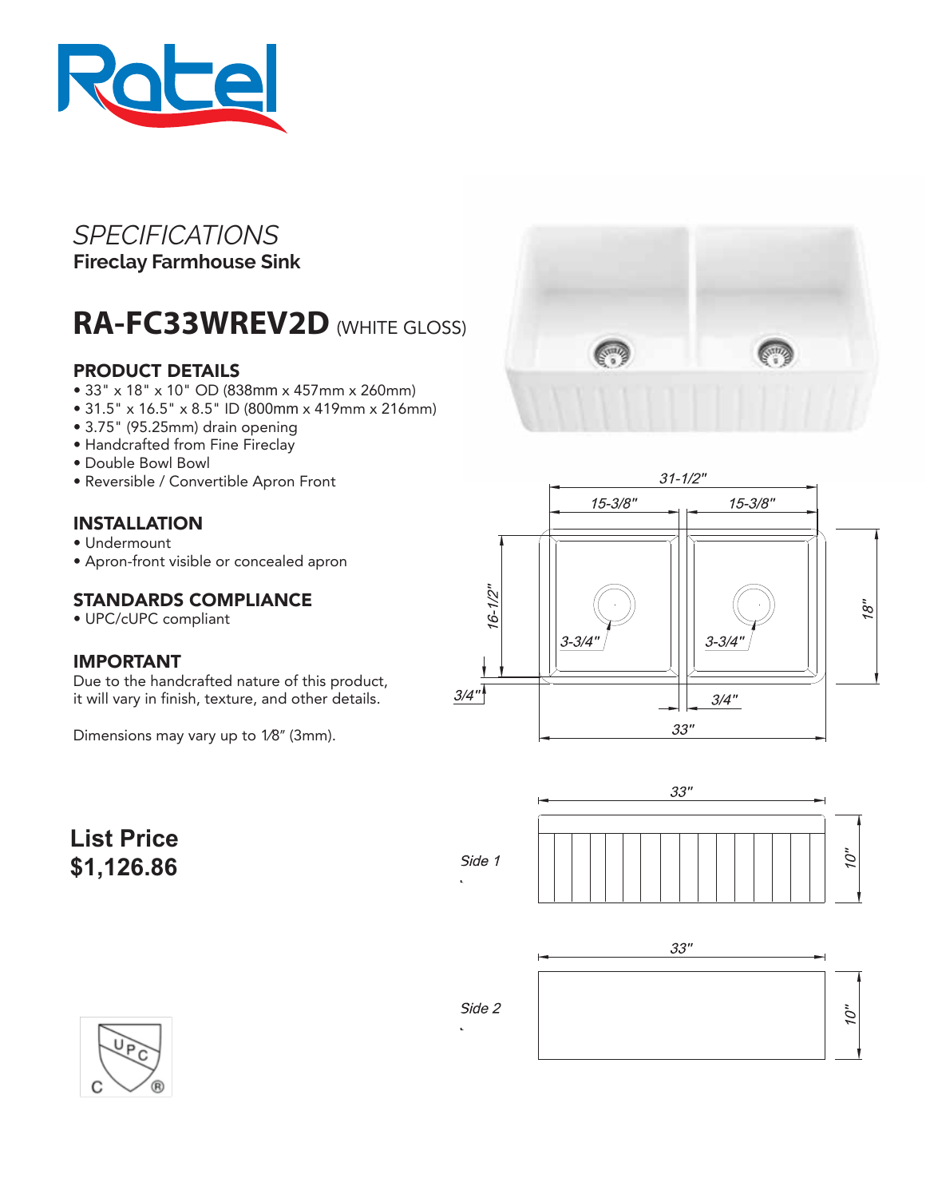Ratel

# SPECIFICATIONS

**Fireclay Farmhouse Sink**

## RA-FC33WREV2D (WHITE GLOSS)

### PRODUCT DETAILS

- 33" x 18" x 10" OD (838mm x 457mm x 260mm)
- 31.5" x 16.5" x 8.5" ID (800mm x 419mm x 216mm)
- 3.75" (95.25mm) drain opening
- Handcrafted from Fine Fireclay
- Double Bowl Bowl
- Reversible / Convertible Apron Front

### INSTALLATION

- Undermount
- Apron-front visible or concealed apron

### STANDARDS COMPLIANCE

- UPC/cUPC compliant

### IMPORTANT

Due to the handcrafted nature of this product, it will vary in finish, texture, and other details.

Dimensions may vary up to 1⁄8″ (3mm).

31-1/2"
15-3/8"
15-3/8"
16-1/2"
18"
3-3/4"
3-3/4"
3/4"
3/4"
33"

Side 1
33"
10"

Side 2
33"
10"

**List Price**
**$1,126.86**

C UPC ®